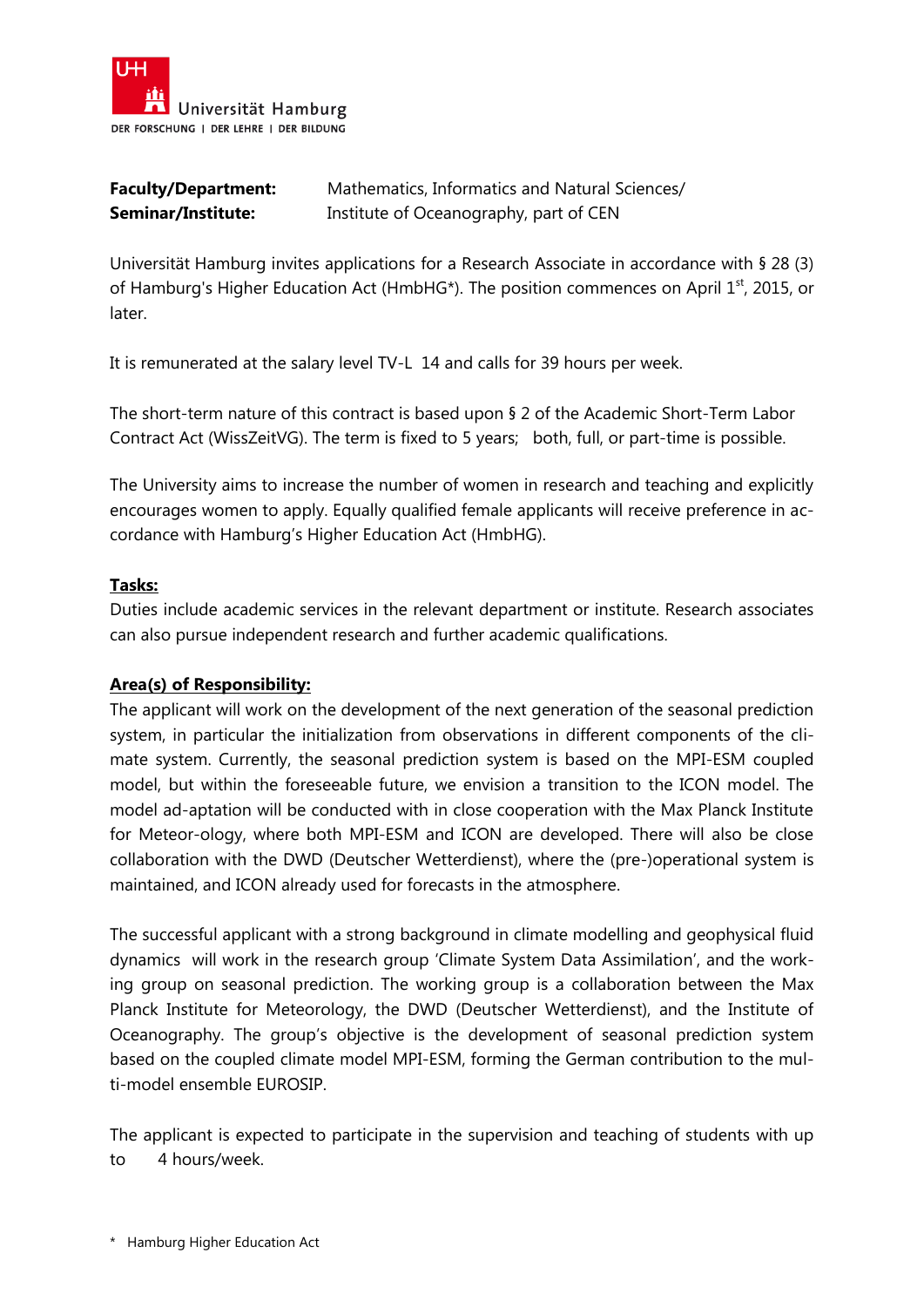Universität Hamburg
DER FORSCHUNG | DER LEHRE | DER BILDUNG

| | |
|---|---|
| **Faculty/Department:** | Mathematics, Informatics and Natural Sciences/ |
| **Seminar/Institute:** | Institute of Oceanography, part of CEN |

Universität Hamburg invites applications for a Research Associate in accordance with § 28 (3) of Hamburg's Higher Education Act (HmbHG*). The position commences on April 1st, 2015, or later.

It is remunerated at the salary level TV-L 14 and calls for 39 hours per week.

The short-term nature of this contract is based upon § 2 of the Academic Short-Term Labor Contract Act (WissZeitVG). The term is fixed to 5 years; both, full, or part-time is possible.

The University aims to increase the number of women in research and teaching and explicitly encourages women to apply. Equally qualified female applicants will receive preference in accordance with Hamburg's Higher Education Act (HmbHG).

**Tasks:**

Duties include academic services in the relevant department or institute. Research associates can also pursue independent research and further academic qualifications.

**Area(s) of Responsibility:**

The applicant will work on the development of the next generation of the seasonal prediction system, in particular the initialization from observations in different components of the climate system. Currently, the seasonal prediction system is based on the MPI-ESM coupled model, but within the foreseeable future, we envision a transition to the ICON model. The model ad-aptation will be conducted with in close cooperation with the Max Planck Institute for Meteor-ology, where both MPI-ESM and ICON are developed. There will also be close collaboration with the DWD (Deutscher Wetterdienst), where the (pre-)operational system is maintained, and ICON already used for forecasts in the atmosphere.

The successful applicant with a strong background in climate modelling and geophysical fluid dynamics will work in the research group 'Climate System Data Assimilation', and the working group on seasonal prediction. The working group is a collaboration between the Max Planck Institute for Meteorology, the DWD (Deutscher Wetterdienst), and the Institute of Oceanography. The group's objective is the development of seasonal prediction system based on the coupled climate model MPI-ESM, forming the German contribution to the multi-model ensemble EUROSIP.

The applicant is expected to participate in the supervision and teaching of students with up to 4 hours/week.

\* Hamburg Higher Education Act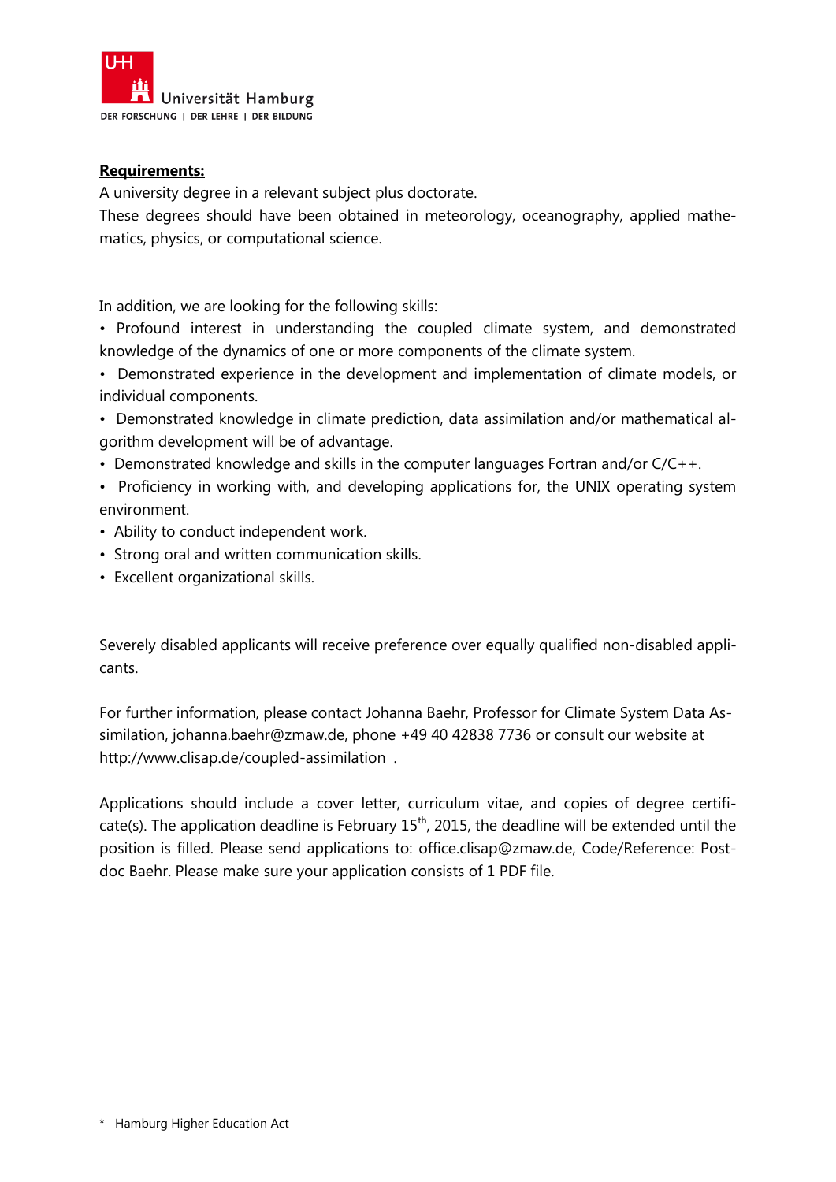**Requirements:**

A university degree in a relevant subject plus doctorate.

These degrees should have been obtained in meteorology, oceanography, applied mathematics, physics, or computational science.

In addition, we are looking for the following skills:

- Profound interest in understanding the coupled climate system, and demonstrated knowledge of the dynamics of one or more components of the climate system.
- Demonstrated experience in the development and implementation of climate models, or individual components.
- Demonstrated knowledge in climate prediction, data assimilation and/or mathematical algorithm development will be of advantage.
- Demonstrated knowledge and skills in the computer languages Fortran and/or C/C++.
- Proficiency in working with, and developing applications for, the UNIX operating system environment.
- Ability to conduct independent work.
- Strong oral and written communication skills.
- Excellent organizational skills.

Severely disabled applicants will receive preference over equally qualified non-disabled applicants.

For further information, please contact Johanna Baehr, Professor for Climate System Data Assimilation, johanna.baehr@zmaw.de, phone +49 40 42838 7736 or consult our website at http://www.clisap.de/coupled-assimilation .

Applications should include a cover letter, curriculum vitae, and copies of degree certificate(s). The application deadline is February 15th, 2015, the deadline will be extended until the position is filled. Please send applications to: office.clisap@zmaw.de, Code/Reference: Postdoc Baehr. Please make sure your application consists of 1 PDF file.

* Hamburg Higher Education Act